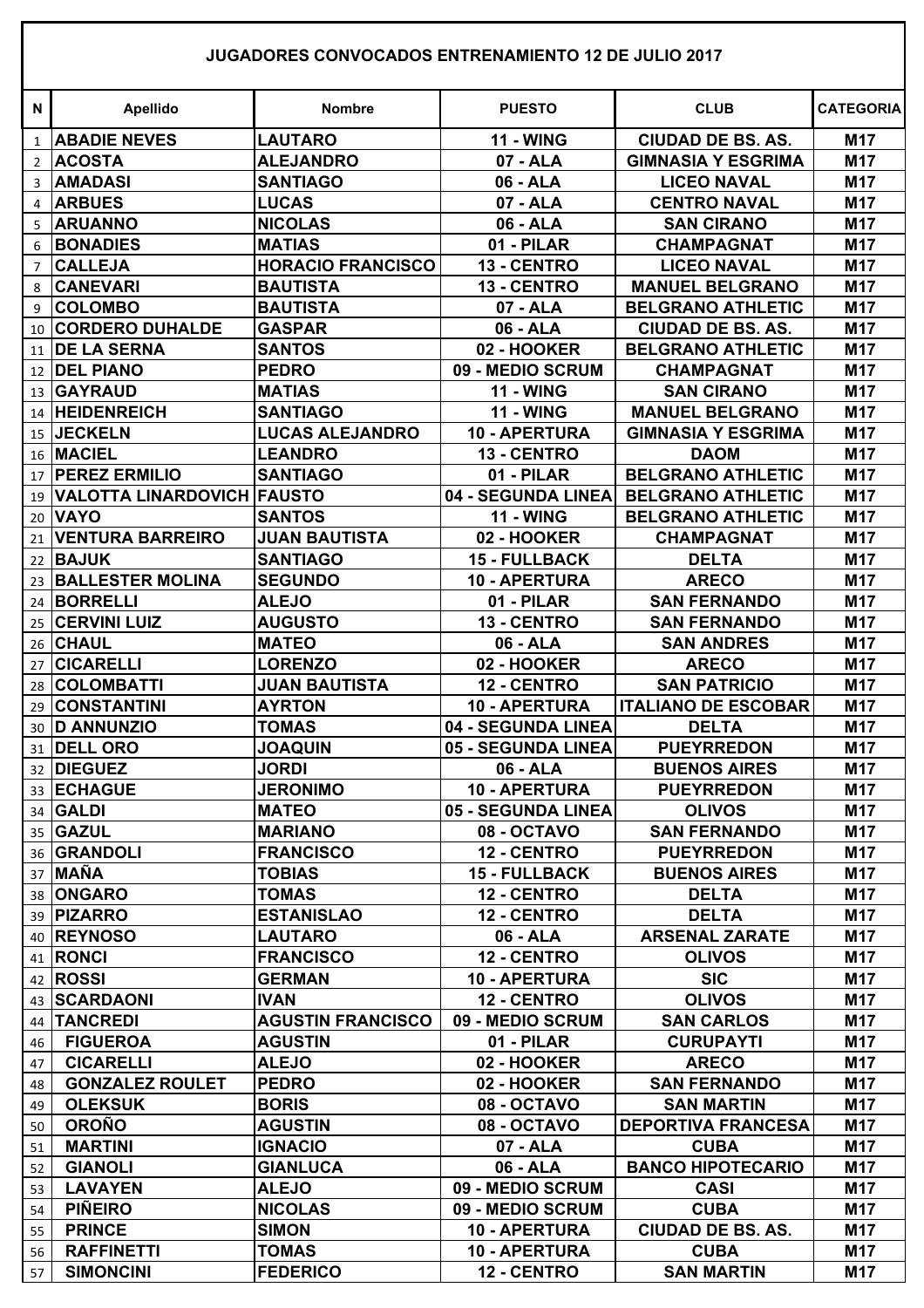## JUGADORES CONVOCADOS ENTRENAMIENTO 12 DE JULIO 2017

| N | Apellido | Nombre | PUESTO | CLUB | CATEGORIA |
|---|---|---|---|---|---|
| 1 | ABADIE NEVES | LAUTARO | 11 - WING | CIUDAD DE BS. AS. | M17 |
| 2 | ACOSTA | ALEJANDRO | 07 - ALA | GIMNASIA Y ESGRIMA | M17 |
| 3 | AMADASI | SANTIAGO | 06 - ALA | LICEO NAVAL | M17 |
| 4 | ARBUES | LUCAS | 07 - ALA | CENTRO NAVAL | M17 |
| 5 | ARUANNO | NICOLAS | 06 - ALA | SAN CIRANO | M17 |
| 6 | BONADIES | MATIAS | 01 - PILAR | CHAMPAGNAT | M17 |
| 7 | CALLEJA | HORACIO FRANCISCO | 13 - CENTRO | LICEO NAVAL | M17 |
| 8 | CANEVARI | BAUTISTA | 13 - CENTRO | MANUEL BELGRANO | M17 |
| 9 | COLOMBO | BAUTISTA | 07 - ALA | BELGRANO ATHLETIC | M17 |
| 10 | CORDERO DUHALDE | GASPAR | 06 - ALA | CIUDAD DE BS. AS. | M17 |
| 11 | DE LA SERNA | SANTOS | 02 - HOOKER | BELGRANO ATHLETIC | M17 |
| 12 | DEL PIANO | PEDRO | 09 - MEDIO SCRUM | CHAMPAGNAT | M17 |
| 13 | GAYRAUD | MATIAS | 11 - WING | SAN CIRANO | M17 |
| 14 | HEIDENREICH | SANTIAGO | 11 - WING | MANUEL BELGRANO | M17 |
| 15 | JECKELN | LUCAS ALEJANDRO | 10 - APERTURA | GIMNASIA Y ESGRIMA | M17 |
| 16 | MACIEL | LEANDRO | 13 - CENTRO | DAOM | M17 |
| 17 | PEREZ ERMILIO | SANTIAGO | 01 - PILAR | BELGRANO ATHLETIC | M17 |
| 19 | VALOTTA LINARDOVICH | FAUSTO | 04 - SEGUNDA LINEA | BELGRANO ATHLETIC | M17 |
| 20 | VAYO | SANTOS | 11 - WING | BELGRANO ATHLETIC | M17 |
| 21 | VENTURA BARREIRO | JUAN BAUTISTA | 02 - HOOKER | CHAMPAGNAT | M17 |
| 22 | BAJUK | SANTIAGO | 15 - FULLBACK | DELTA | M17 |
| 23 | BALLESTER MOLINA | SEGUNDO | 10 - APERTURA | ARECO | M17 |
| 24 | BORRELLI | ALEJO | 01 - PILAR | SAN FERNANDO | M17 |
| 25 | CERVINI LUIZ | AUGUSTO | 13 - CENTRO | SAN FERNANDO | M17 |
| 26 | CHAUL | MATEO | 06 - ALA | SAN ANDRES | M17 |
| 27 | CICARELLI | LORENZO | 02 - HOOKER | ARECO | M17 |
| 28 | COLOMBATTI | JUAN BAUTISTA | 12 - CENTRO | SAN PATRICIO | M17 |
| 29 | CONSTANTINI | AYRTON | 10 - APERTURA | ITALIANO DE ESCOBAR | M17 |
| 30 | D ANNUNZIO | TOMAS | 04 - SEGUNDA LINEA | DELTA | M17 |
| 31 | DELL ORO | JOAQUIN | 05 - SEGUNDA LINEA | PUEYRREDON | M17 |
| 32 | DIEGUEZ | JORDI | 06 - ALA | BUENOS AIRES | M17 |
| 33 | ECHAGUE | JERONIMO | 10 - APERTURA | PUEYRREDON | M17 |
| 34 | GALDI | MATEO | 05 - SEGUNDA LINEA | OLIVOS | M17 |
| 35 | GAZUL | MARIANO | 08 - OCTAVO | SAN FERNANDO | M17 |
| 36 | GRANDOLI | FRANCISCO | 12 - CENTRO | PUEYRREDON | M17 |
| 37 | MAÑA | TOBIAS | 15 - FULLBACK | BUENOS AIRES | M17 |
| 38 | ONGARO | TOMAS | 12 - CENTRO | DELTA | M17 |
| 39 | PIZARRO | ESTANISLAO | 12 - CENTRO | DELTA | M17 |
| 40 | REYNOSO | LAUTARO | 06 - ALA | ARSENAL ZARATE | M17 |
| 41 | RONCI | FRANCISCO | 12 - CENTRO | OLIVOS | M17 |
| 42 | ROSSI | GERMAN | 10 - APERTURA | SIC | M17 |
| 43 | SCARDAONI | IVAN | 12 - CENTRO | OLIVOS | M17 |
| 44 | TANCREDI | AGUSTIN FRANCISCO | 09 - MEDIO SCRUM | SAN CARLOS | M17 |
| 46 | FIGUEROA | AGUSTIN | 01 - PILAR | CURUPAYTI | M17 |
| 47 | CICARELLI | ALEJO | 02 - HOOKER | ARECO | M17 |
| 48 | GONZALEZ ROULET | PEDRO | 02 - HOOKER | SAN FERNANDO | M17 |
| 49 | OLEKSUK | BORIS | 08 - OCTAVO | SAN MARTIN | M17 |
| 50 | OROÑO | AGUSTIN | 08 - OCTAVO | DEPORTIVA FRANCESA | M17 |
| 51 | MARTINI | IGNACIO | 07 - ALA | CUBA | M17 |
| 52 | GIANOLI | GIANLUCA | 06 - ALA | BANCO HIPOTECARIO | M17 |
| 53 | LAVAYEN | ALEJO | 09 - MEDIO SCRUM | CASI | M17 |
| 54 | PIÑEIRO | NICOLAS | 09 - MEDIO SCRUM | CUBA | M17 |
| 55 | PRINCE | SIMON | 10 - APERTURA | CIUDAD DE BS. AS. | M17 |
| 56 | RAFFINETTI | TOMAS | 10 - APERTURA | CUBA | M17 |
| 57 | SIMONCINI | FEDERICO | 12 - CENTRO | SAN MARTIN | M17 |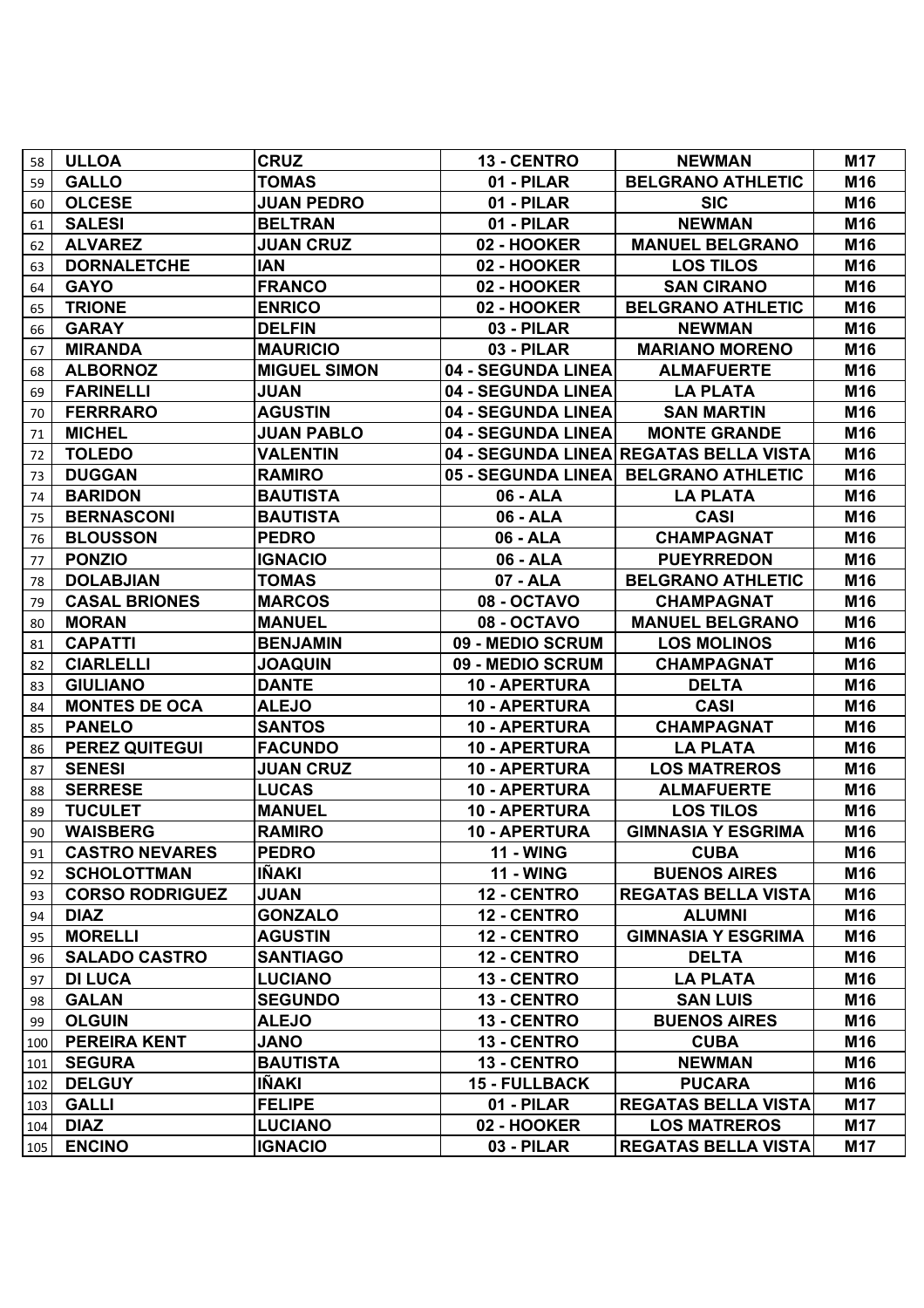| | | | | | |
|---|---|---|---|---|---|
| 58 | ULLOA | CRUZ | 13 - CENTRO | NEWMAN | M17 |
| 59 | GALLO | TOMAS | 01 - PILAR | BELGRANO ATHLETIC | M16 |
| 60 | OLCESE | JUAN PEDRO | 01 - PILAR | SIC | M16 |
| 61 | SALESI | BELTRAN | 01 - PILAR | NEWMAN | M16 |
| 62 | ALVAREZ | JUAN CRUZ | 02 - HOOKER | MANUEL BELGRANO | M16 |
| 63 | DORNALETCHE | IAN | 02 - HOOKER | LOS TILOS | M16 |
| 64 | GAYO | FRANCO | 02 - HOOKER | SAN CIRANO | M16 |
| 65 | TRIONE | ENRICO | 02 - HOOKER | BELGRANO ATHLETIC | M16 |
| 66 | GARAY | DELFIN | 03 - PILAR | NEWMAN | M16 |
| 67 | MIRANDA | MAURICIO | 03 - PILAR | MARIANO MORENO | M16 |
| 68 | ALBORNOZ | MIGUEL SIMON | 04 - SEGUNDA LINEA | ALMAFUERTE | M16 |
| 69 | FARINELLI | JUAN | 04 - SEGUNDA LINEA | LA PLATA | M16 |
| 70 | FERRRARO | AGUSTIN | 04 - SEGUNDA LINEA | SAN MARTIN | M16 |
| 71 | MICHEL | JUAN PABLO | 04 - SEGUNDA LINEA | MONTE GRANDE | M16 |
| 72 | TOLEDO | VALENTIN | 04 - SEGUNDA LINEA | REGATAS BELLA VISTA | M16 |
| 73 | DUGGAN | RAMIRO | 05 - SEGUNDA LINEA | BELGRANO ATHLETIC | M16 |
| 74 | BARIDON | BAUTISTA | 06 - ALA | LA PLATA | M16 |
| 75 | BERNASCONI | BAUTISTA | 06 - ALA | CASI | M16 |
| 76 | BLOUSSON | PEDRO | 06 - ALA | CHAMPAGNAT | M16 |
| 77 | PONZIO | IGNACIO | 06 - ALA | PUEYRREDON | M16 |
| 78 | DOLABJIAN | TOMAS | 07 - ALA | BELGRANO ATHLETIC | M16 |
| 79 | CASAL BRIONES | MARCOS | 08 - OCTAVO | CHAMPAGNAT | M16 |
| 80 | MORAN | MANUEL | 08 - OCTAVO | MANUEL BELGRANO | M16 |
| 81 | CAPATTI | BENJAMIN | 09 - MEDIO SCRUM | LOS MOLINOS | M16 |
| 82 | CIARLELLI | JOAQUIN | 09 - MEDIO SCRUM | CHAMPAGNAT | M16 |
| 83 | GIULIANO | DANTE | 10 - APERTURA | DELTA | M16 |
| 84 | MONTES DE OCA | ALEJO | 10 - APERTURA | CASI | M16 |
| 85 | PANELO | SANTOS | 10 - APERTURA | CHAMPAGNAT | M16 |
| 86 | PEREZ QUITEGUI | FACUNDO | 10 - APERTURA | LA PLATA | M16 |
| 87 | SENESI | JUAN CRUZ | 10 - APERTURA | LOS MATREROS | M16 |
| 88 | SERRESE | LUCAS | 10 - APERTURA | ALMAFUERTE | M16 |
| 89 | TUCULET | MANUEL | 10 - APERTURA | LOS TILOS | M16 |
| 90 | WAISBERG | RAMIRO | 10 - APERTURA | GIMNASIA Y ESGRIMA | M16 |
| 91 | CASTRO NEVARES | PEDRO | 11 - WING | CUBA | M16 |
| 92 | SCHOLOTTMAN | IÑAKI | 11 - WING | BUENOS AIRES | M16 |
| 93 | CORSO RODRIGUEZ | JUAN | 12 - CENTRO | REGATAS BELLA VISTA | M16 |
| 94 | DIAZ | GONZALO | 12 - CENTRO | ALUMNI | M16 |
| 95 | MORELLI | AGUSTIN | 12 - CENTRO | GIMNASIA Y ESGRIMA | M16 |
| 96 | SALADO CASTRO | SANTIAGO | 12 - CENTRO | DELTA | M16 |
| 97 | DI LUCA | LUCIANO | 13 - CENTRO | LA PLATA | M16 |
| 98 | GALAN | SEGUNDO | 13 - CENTRO | SAN LUIS | M16 |
| 99 | OLGUIN | ALEJO | 13 - CENTRO | BUENOS AIRES | M16 |
| 100 | PEREIRA KENT | JANO | 13 - CENTRO | CUBA | M16 |
| 101 | SEGURA | BAUTISTA | 13 - CENTRO | NEWMAN | M16 |
| 102 | DELGUY | IÑAKI | 15 - FULLBACK | PUCARA | M16 |
| 103 | GALLI | FELIPE | 01 - PILAR | REGATAS BELLA VISTA | M17 |
| 104 | DIAZ | LUCIANO | 02 - HOOKER | LOS MATREROS | M17 |
| 105 | ENCINO | IGNACIO | 03 - PILAR | REGATAS BELLA VISTA | M17 |